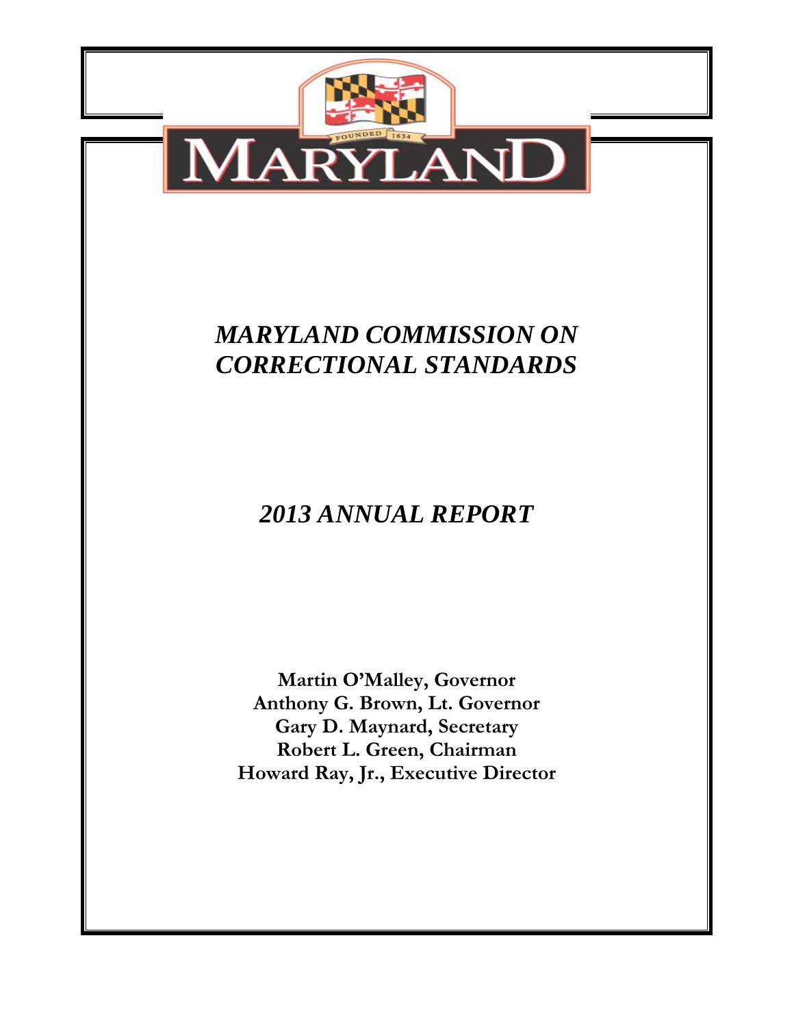MARYLAND

FOUNDED 1634

# *MARYLAND COMMISSION ON CORRECTIONAL STANDARDS*

## *2013 ANNUAL REPORT*

**Martin O'Malley, Governor**
**Anthony G. Brown, Lt. Governor**
**Gary D. Maynard, Secretary**
**Robert L. Green, Chairman**
**Howard Ray, Jr., Executive Director**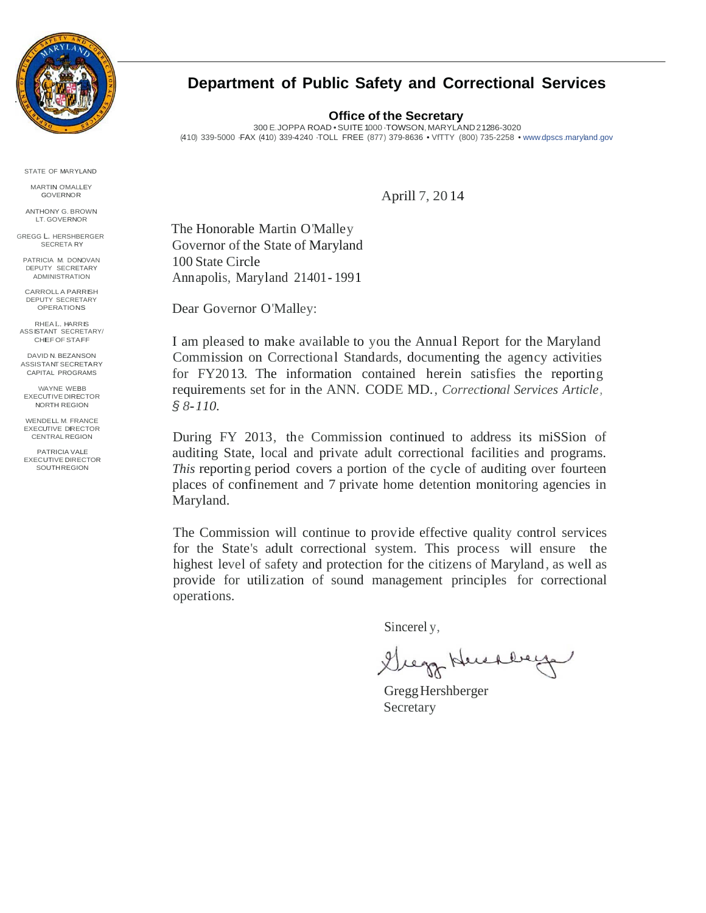# Department of Public Safety and Correctional Services

**Office of the Secretary**

300 E. JOPPA ROAD • SUITE 1000 • TOWSON, MARYLAND 21286-3020
(410) 339-5000 • FAX (410) 339-4240 • TOLL FREE (877) 379-8636 • V/TTY (800) 735-2258 • www.dpscs.maryland.gov

STATE OF MARYLAND

MARTIN O'MALLEY
GOVERNOR

ANTHONY G. BROWN
LT. GOVERNOR

GREGG L. HERSHBERGER
SECRETARY

PATRICIA M. DONOVAN
DEPUTY SECRETARY
ADMINISTRATION

CARROLL A PARRISH
DEPUTY SECRETARY
OPERATIONS

RHEA L. HARRIS
ASSISTANT SECRETARY/
CHIEF OF STAFF

DAVID N. BEZANSON
ASSISTANT SECRETARY
CAPITAL PROGRAMS

WAYNE WEBB
EXECUTIVE DIRECTOR
NORTH REGION

WENDELL M. FRANCE
EXECUTIVE DIRECTOR
CENTRAL REGION

PATRICIA VALE
EXECUTIVE DIRECTOR
SOUTH REGION

Aprill 7, 2014

The Honorable Martin O'Malley
Governor of the State of Maryland
100 State Circle
Annapolis, Maryland 21401-1991

Dear Governor O'Malley:

I am pleased to make available to you the Annual Report for the Maryland Commission on Correctional Standards, documenting the agency activities for FY2013. The information contained herein satisfies the reporting requirements set for in the ANN. CODE MD., *Correctional Services Article, § 8-110.*

During FY 2013, the Commission continued to address its miSSion of auditing State, local and private adult correctional facilities and programs. *This* reporting period covers a portion of the cycle of auditing over fourteen places of confinement and 7 private home detention monitoring agencies in Maryland.

The Commission will continue to provide effective quality control services for the State's adult correctional system. This process will ensure the highest level of safety and protection for the citizens of Maryland, as well as provide for utilization of sound management principles for correctional operations.

Sincerely,

Gregg Hershberger
Secretary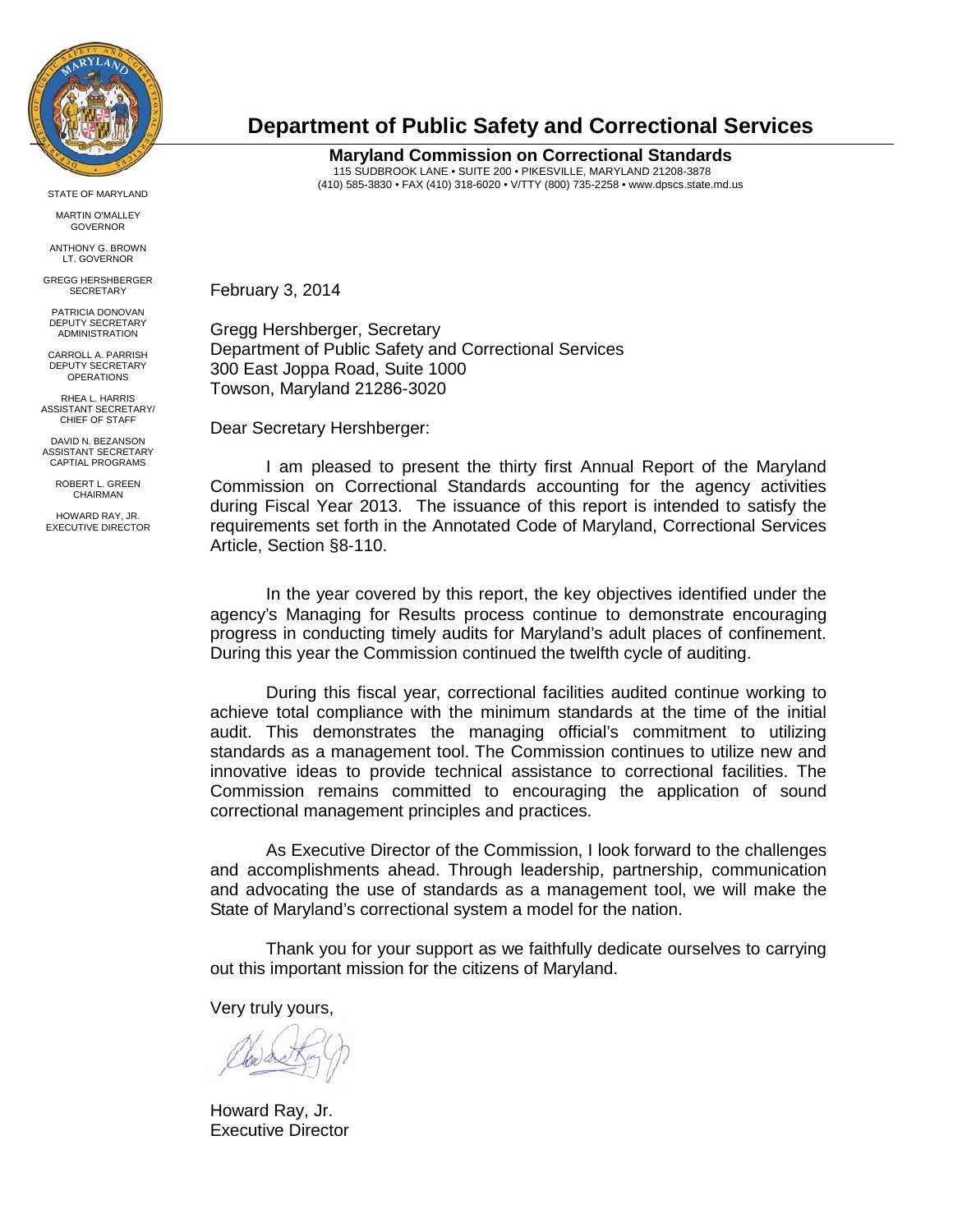# Department of Public Safety and Correctional Services

**Maryland Commission on Correctional Standards**
115 SUDBROOK LANE • SUITE 200 • PIKESVILLE, MARYLAND 21208-3878
(410) 585-3830 • FAX (410) 318-6020 • V/TTY (800) 735-2258 • www.dpscs.state.md.us

STATE OF MARYLAND

MARTIN O'MALLEY
GOVERNOR

ANTHONY G. BROWN
LT. GOVERNOR

GREGG HERSHBERGER
SECRETARY

PATRICIA DONOVAN
DEPUTY SECRETARY
ADMINISTRATION

CARROLL A. PARRISH
DEPUTY SECRETARY
OPERATIONS

RHEA L. HARRIS
ASSISTANT SECRETARY/
CHIEF OF STAFF

DAVID N. BEZANSON
ASSISTANT SECRETARY
CAPTIAL PROGRAMS

ROBERT L. GREEN
CHAIRMAN

HOWARD RAY, JR.
EXECUTIVE DIRECTOR

February 3, 2014

Gregg Hershberger, Secretary
Department of Public Safety and Correctional Services
300 East Joppa Road, Suite 1000
Towson, Maryland 21286-3020

Dear Secretary Hershberger:

I am pleased to present the thirty first Annual Report of the Maryland Commission on Correctional Standards accounting for the agency activities during Fiscal Year 2013. The issuance of this report is intended to satisfy the requirements set forth in the Annotated Code of Maryland, Correctional Services Article, Section §8-110.

In the year covered by this report, the key objectives identified under the agency's Managing for Results process continue to demonstrate encouraging progress in conducting timely audits for Maryland's adult places of confinement. During this year the Commission continued the twelfth cycle of auditing.

During this fiscal year, correctional facilities audited continue working to achieve total compliance with the minimum standards at the time of the initial audit. This demonstrates the managing official's commitment to utilizing standards as a management tool. The Commission continues to utilize new and innovative ideas to provide technical assistance to correctional facilities. The Commission remains committed to encouraging the application of sound correctional management principles and practices.

As Executive Director of the Commission, I look forward to the challenges and accomplishments ahead. Through leadership, partnership, communication and advocating the use of standards as a management tool, we will make the State of Maryland's correctional system a model for the nation.

Thank you for your support as we faithfully dedicate ourselves to carrying out this important mission for the citizens of Maryland.

Very truly yours,

Howard Ray, Jr.
Executive Director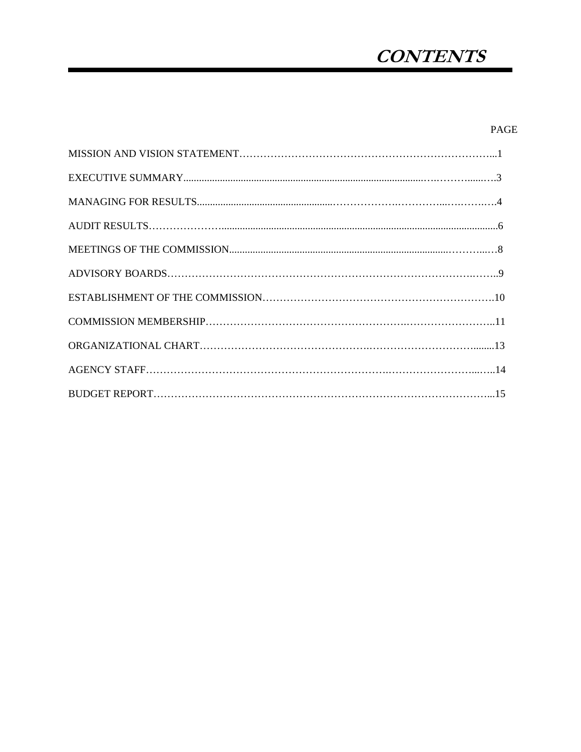# *CONTENTS*

| | PAGE |
|---|---|
| MISSION AND VISION STATEMENT | 1 |
| EXECUTIVE SUMMARY | 3 |
| MANAGING FOR RESULTS | 4 |
| AUDIT RESULTS | 6 |
| MEETINGS OF THE COMMISSION | 8 |
| ADVISORY BOARDS | 9 |
| ESTABLISHMENT OF THE COMMISSION | 10 |
| COMMISSION MEMBERSHIP | 11 |
| ORGANIZATIONAL CHART | 13 |
| AGENCY STAFF | 14 |
| BUDGET REPORT | 15 |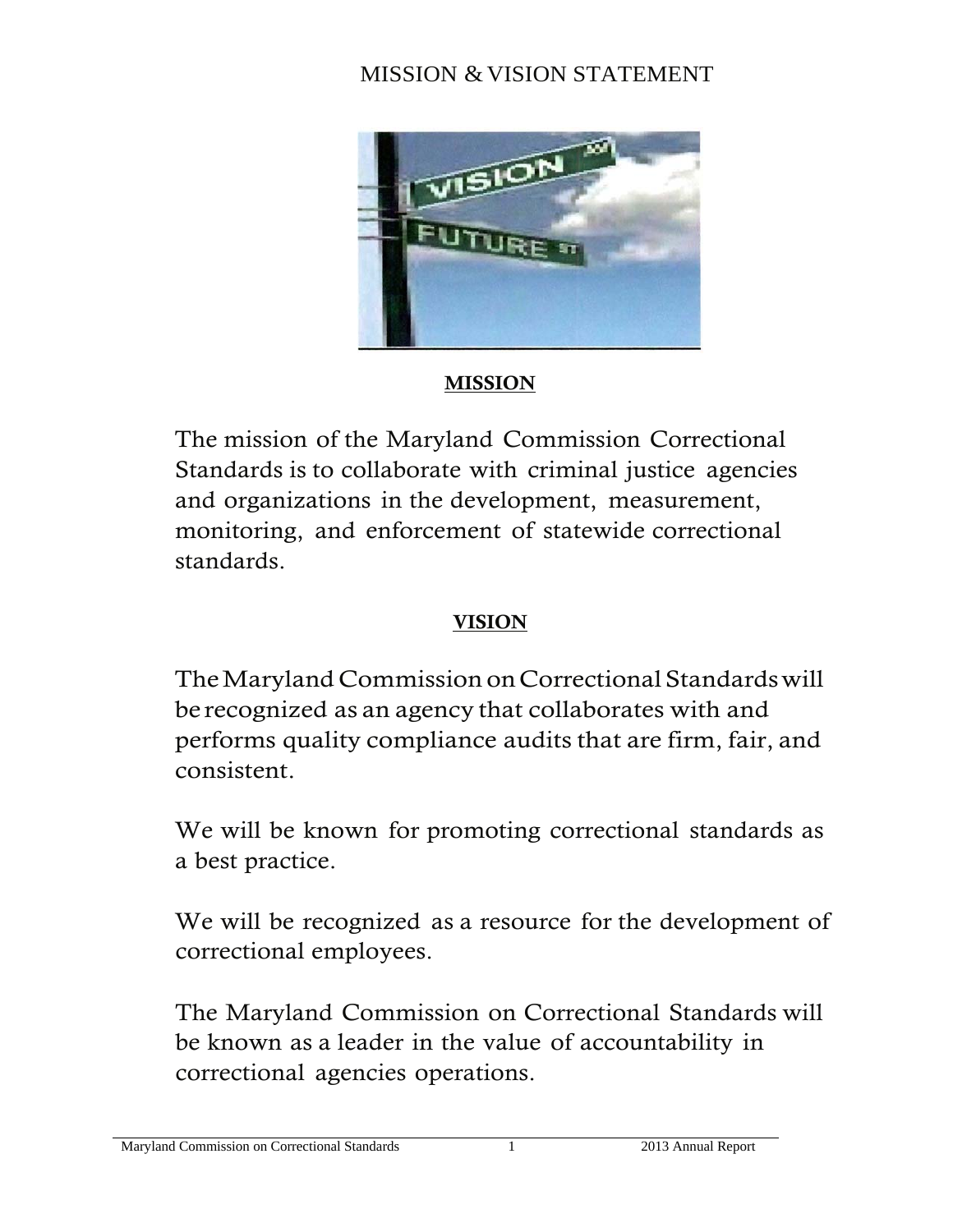# MISSION & VISION STATEMENT

## MISSION

The mission of the Maryland Commission Correctional Standards is to collaborate with criminal justice agencies and organizations in the development, measurement, monitoring, and enforcement of statewide correctional standards.

## VISION

The Maryland Commission on Correctional Standards will be recognized as an agency that collaborates with and performs quality compliance audits that are firm, fair, and consistent.

We will be known for promoting correctional standards as a best practice.

We will be recognized as a resource for the development of correctional employees.

The Maryland Commission on Correctional Standards will be known as a leader in the value of accountability in correctional agencies operations.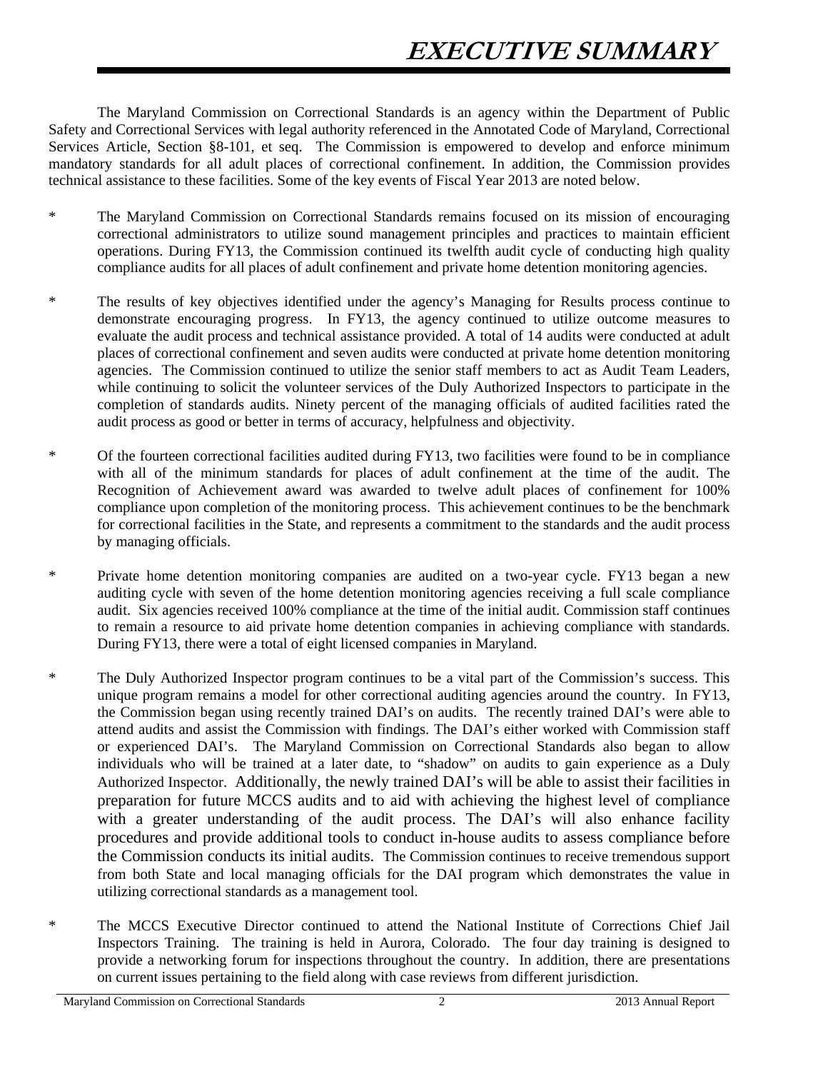# EXECUTIVE SUMMARY

The Maryland Commission on Correctional Standards is an agency within the Department of Public Safety and Correctional Services with legal authority referenced in the Annotated Code of Maryland, Correctional Services Article, Section §8-101, et seq. The Commission is empowered to develop and enforce minimum mandatory standards for all adult places of correctional confinement. In addition, the Commission provides technical assistance to these facilities. Some of the key events of Fiscal Year 2013 are noted below.

* The Maryland Commission on Correctional Standards remains focused on its mission of encouraging correctional administrators to utilize sound management principles and practices to maintain efficient operations. During FY13, the Commission continued its twelfth audit cycle of conducting high quality compliance audits for all places of adult confinement and private home detention monitoring agencies.

* The results of key objectives identified under the agency's Managing for Results process continue to demonstrate encouraging progress. In FY13, the agency continued to utilize outcome measures to evaluate the audit process and technical assistance provided. A total of 14 audits were conducted at adult places of correctional confinement and seven audits were conducted at private home detention monitoring agencies. The Commission continued to utilize the senior staff members to act as Audit Team Leaders, while continuing to solicit the volunteer services of the Duly Authorized Inspectors to participate in the completion of standards audits. Ninety percent of the managing officials of audited facilities rated the audit process as good or better in terms of accuracy, helpfulness and objectivity.

* Of the fourteen correctional facilities audited during FY13, two facilities were found to be in compliance with all of the minimum standards for places of adult confinement at the time of the audit. The Recognition of Achievement award was awarded to twelve adult places of confinement for 100% compliance upon completion of the monitoring process. This achievement continues to be the benchmark for correctional facilities in the State, and represents a commitment to the standards and the audit process by managing officials.

* Private home detention monitoring companies are audited on a two-year cycle. FY13 began a new auditing cycle with seven of the home detention monitoring agencies receiving a full scale compliance audit. Six agencies received 100% compliance at the time of the initial audit. Commission staff continues to remain a resource to aid private home detention companies in achieving compliance with standards. During FY13, there were a total of eight licensed companies in Maryland.

* The Duly Authorized Inspector program continues to be a vital part of the Commission's success. This unique program remains a model for other correctional auditing agencies around the country. In FY13, the Commission began using recently trained DAI's on audits. The recently trained DAI's were able to attend audits and assist the Commission with findings. The DAI's either worked with Commission staff or experienced DAI's. The Maryland Commission on Correctional Standards also began to allow individuals who will be trained at a later date, to "shadow" on audits to gain experience as a Duly Authorized Inspector. Additionally, the newly trained DAI's will be able to assist their facilities in preparation for future MCCS audits and to aid with achieving the highest level of compliance with a greater understanding of the audit process. The DAI's will also enhance facility procedures and provide additional tools to conduct in-house audits to assess compliance before the Commission conducts its initial audits. The Commission continues to receive tremendous support from both State and local managing officials for the DAI program which demonstrates the value in utilizing correctional standards as a management tool.

* The MCCS Executive Director continued to attend the National Institute of Corrections Chief Jail Inspectors Training. The training is held in Aurora, Colorado. The four day training is designed to provide a networking forum for inspections throughout the country. In addition, there are presentations on current issues pertaining to the field along with case reviews from different jurisdiction.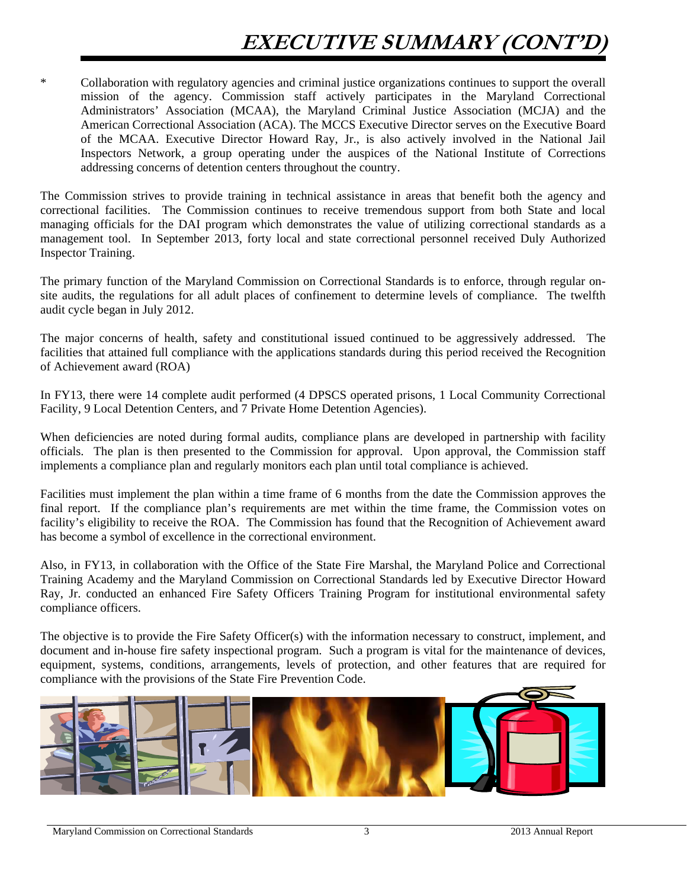# EXECUTIVE SUMMARY (CONT'D)

\* Collaboration with regulatory agencies and criminal justice organizations continues to support the overall mission of the agency. Commission staff actively participates in the Maryland Correctional Administrators' Association (MCAA), the Maryland Criminal Justice Association (MCJA) and the American Correctional Association (ACA). The MCCS Executive Director serves on the Executive Board of the MCAA. Executive Director Howard Ray, Jr., is also actively involved in the National Jail Inspectors Network, a group operating under the auspices of the National Institute of Corrections addressing concerns of detention centers throughout the country.

The Commission strives to provide training in technical assistance in areas that benefit both the agency and correctional facilities. The Commission continues to receive tremendous support from both State and local managing officials for the DAI program which demonstrates the value of utilizing correctional standards as a management tool. In September 2013, forty local and state correctional personnel received Duly Authorized Inspector Training.

The primary function of the Maryland Commission on Correctional Standards is to enforce, through regular on-site audits, the regulations for all adult places of confinement to determine levels of compliance. The twelfth audit cycle began in July 2012.

The major concerns of health, safety and constitutional issued continued to be aggressively addressed. The facilities that attained full compliance with the applications standards during this period received the Recognition of Achievement award (ROA)

In FY13, there were 14 complete audit performed (4 DPSCS operated prisons, 1 Local Community Correctional Facility, 9 Local Detention Centers, and 7 Private Home Detention Agencies).

When deficiencies are noted during formal audits, compliance plans are developed in partnership with facility officials. The plan is then presented to the Commission for approval. Upon approval, the Commission staff implements a compliance plan and regularly monitors each plan until total compliance is achieved.

Facilities must implement the plan within a time frame of 6 months from the date the Commission approves the final report. If the compliance plan's requirements are met within the time frame, the Commission votes on facility's eligibility to receive the ROA. The Commission has found that the Recognition of Achievement award has become a symbol of excellence in the correctional environment.

Also, in FY13, in collaboration with the Office of the State Fire Marshal, the Maryland Police and Correctional Training Academy and the Maryland Commission on Correctional Standards led by Executive Director Howard Ray, Jr. conducted an enhanced Fire Safety Officers Training Program for institutional environmental safety compliance officers.

The objective is to provide the Fire Safety Officer(s) with the information necessary to construct, implement, and document and in-house fire safety inspectional program. Such a program is vital for the maintenance of devices, equipment, systems, conditions, arrangements, levels of protection, and other features that are required for compliance with the provisions of the State Fire Prevention Code.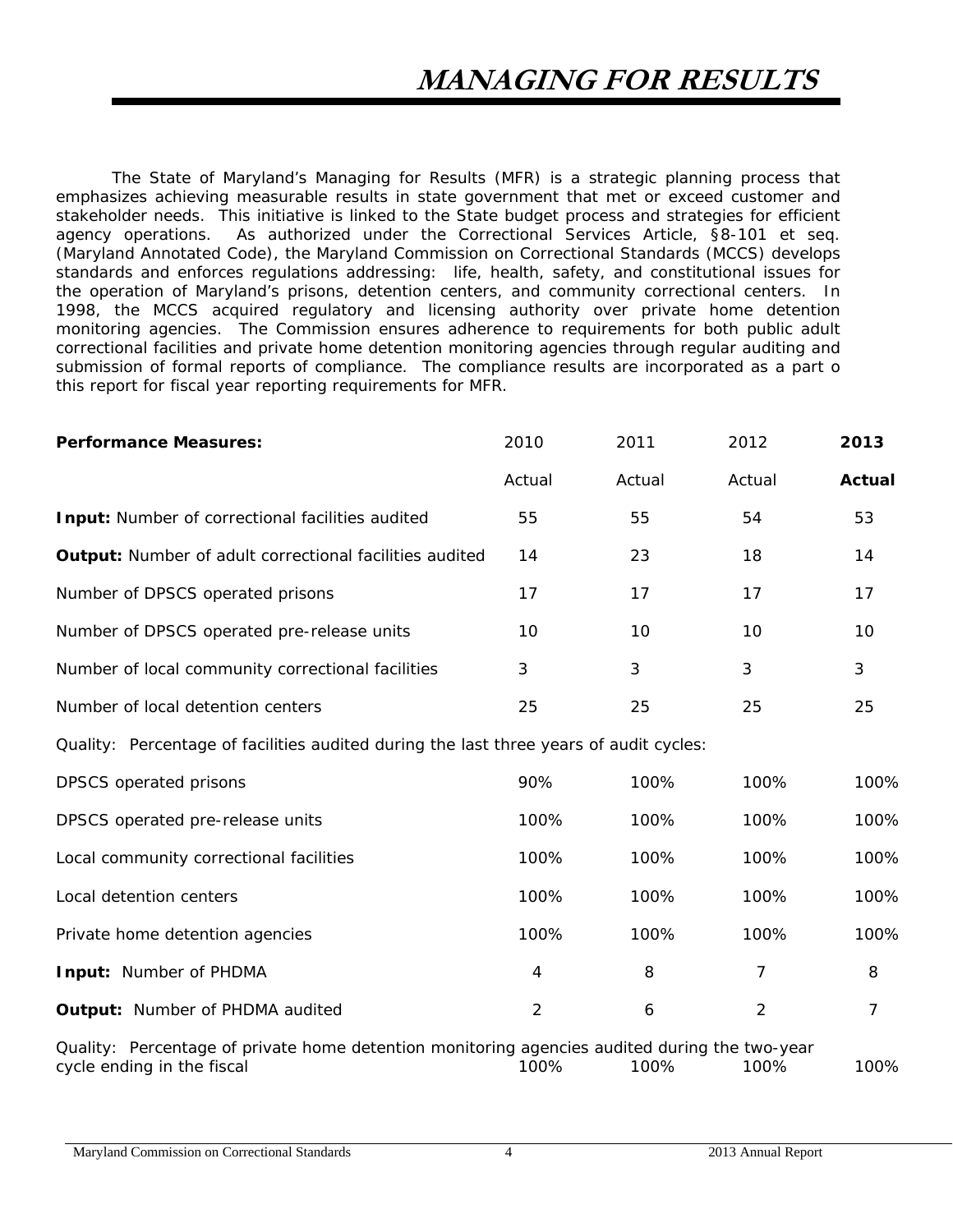# MANAGING FOR RESULTS

The State of Maryland's Managing for Results (MFR) is a strategic planning process that emphasizes achieving measurable results in state government that met or exceed customer and stakeholder needs. This initiative is linked to the State budget process and strategies for efficient agency operations. As authorized under the Correctional Services Article, §8-101 et seq. (Maryland Annotated Code), the Maryland Commission on Correctional Standards (MCCS) develops standards and enforces regulations addressing: life, health, safety, and constitutional issues for the operation of Maryland's prisons, detention centers, and community correctional centers. In 1998, the MCCS acquired regulatory and licensing authority over private home detention monitoring agencies. The Commission ensures adherence to requirements for both public adult correctional facilities and private home detention monitoring agencies through regular auditing and submission of formal reports of compliance. The compliance results are incorporated as a part o this report for fiscal year reporting requirements for MFR.

| **Performance Measures:** | 2010 | 2011 | 2012 | **2013** |
|---|---|---|---|---|
| | Actual | Actual | Actual | **Actual** |
| **Input:** Number of correctional facilities audited | 55 | 55 | 54 | 53 |
| **Output:** Number of adult correctional facilities audited | 14 | 23 | 18 | 14 |
| Number of DPSCS operated prisons | 17 | 17 | 17 | 17 |
| Number of DPSCS operated pre-release units | 10 | 10 | 10 | 10 |
| Number of local community correctional facilities | 3 | 3 | 3 | 3 |
| Number of local detention centers | 25 | 25 | 25 | 25 |
| Quality: Percentage of facilities audited during the last three years of audit cycles: | | | | |
| DPSCS operated prisons | 90% | 100% | 100% | 100% |
| DPSCS operated pre-release units | 100% | 100% | 100% | 100% |
| Local community correctional facilities | 100% | 100% | 100% | 100% |
| Local detention centers | 100% | 100% | 100% | 100% |
| Private home detention agencies | 100% | 100% | 100% | 100% |
| **Input:** Number of PHDMA | 4 | 8 | 7 | 8 |
| **Output:** Number of PHDMA audited | 2 | 6 | 2 | 7 |
| Quality: Percentage of private home detention monitoring agencies audited during the two-year cycle ending in the fiscal | 100% | 100% | 100% | 100% |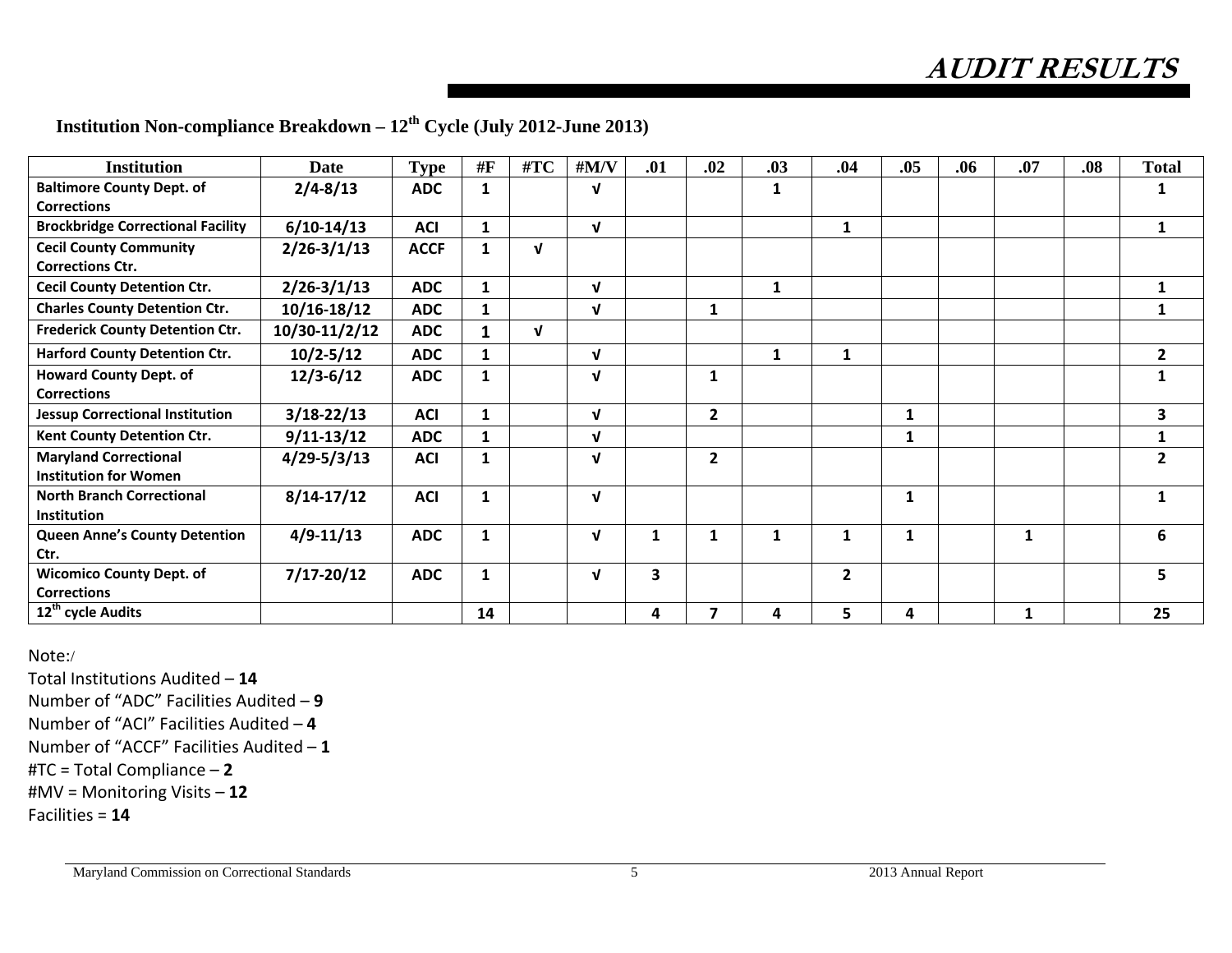# AUDIT RESULTS

**Institution Non-compliance Breakdown – 12th Cycle (July 2012-June 2013)**

| Institution | Date | Type | #F | #TC | #M/V | .01 | .02 | .03 | .04 | .05 | .06 | .07 | .08 | Total |
|---|---|---|---|---|---|---|---|---|---|---|---|---|---|---|
| Baltimore County Dept. of Corrections | 2/4-8/13 | ADC | 1 | | √ | | | 1 | | | | | | 1 |
| Brockbridge Correctional Facility | 6/10-14/13 | ACI | 1 | | √ | | | | 1 | | | | | 1 |
| Cecil County Community Corrections Ctr. | 2/26-3/1/13 | ACCF | 1 | √ | | | | | | | | | | |
| Cecil County Detention Ctr. | 2/26-3/1/13 | ADC | 1 | | √ | | | 1 | | | | | | 1 |
| Charles County Detention Ctr. | 10/16-18/12 | ADC | 1 | | √ | | 1 | | | | | | | 1 |
| Frederick County Detention Ctr. | 10/30-11/2/12 | ADC | 1 | √ | | | | | | | | | | |
| Harford County Detention Ctr. | 10/2-5/12 | ADC | 1 | | √ | | | 1 | 1 | | | | | 2 |
| Howard County Dept. of Corrections | 12/3-6/12 | ADC | 1 | | √ | | 1 | | | | | | | 1 |
| Jessup Correctional Institution | 3/18-22/13 | ACI | 1 | | √ | | 2 | | | 1 | | | | 3 |
| Kent County Detention Ctr. | 9/11-13/12 | ADC | 1 | | √ | | | | | 1 | | | | 1 |
| Maryland Correctional Institution for Women | 4/29-5/3/13 | ACI | 1 | | √ | | 2 | | | | | | | 2 |
| North Branch Correctional Institution | 8/14-17/12 | ACI | 1 | | √ | | | | | 1 | | | | 1 |
| Queen Anne's County Detention Ctr. | 4/9-11/13 | ADC | 1 | | √ | 1 | 1 | 1 | 1 | 1 | | 1 | | 6 |
| Wicomico County Dept. of Corrections | 7/17-20/12 | ADC | 1 | | √ | 3 | | | 2 | | | | | 5 |
| 12th cycle Audits | | | 14 | | | 4 | 7 | 4 | 5 | 4 | | 1 | | 25 |

Note:/

Total Institutions Audited – **14**

Number of "ADC" Facilities Audited – **9**

Number of "ACI" Facilities Audited – **4**

Number of "ACCF" Facilities Audited – **1**

#TC = Total Compliance – **2**

#MV = Monitoring Visits – **12**

Facilities = **14**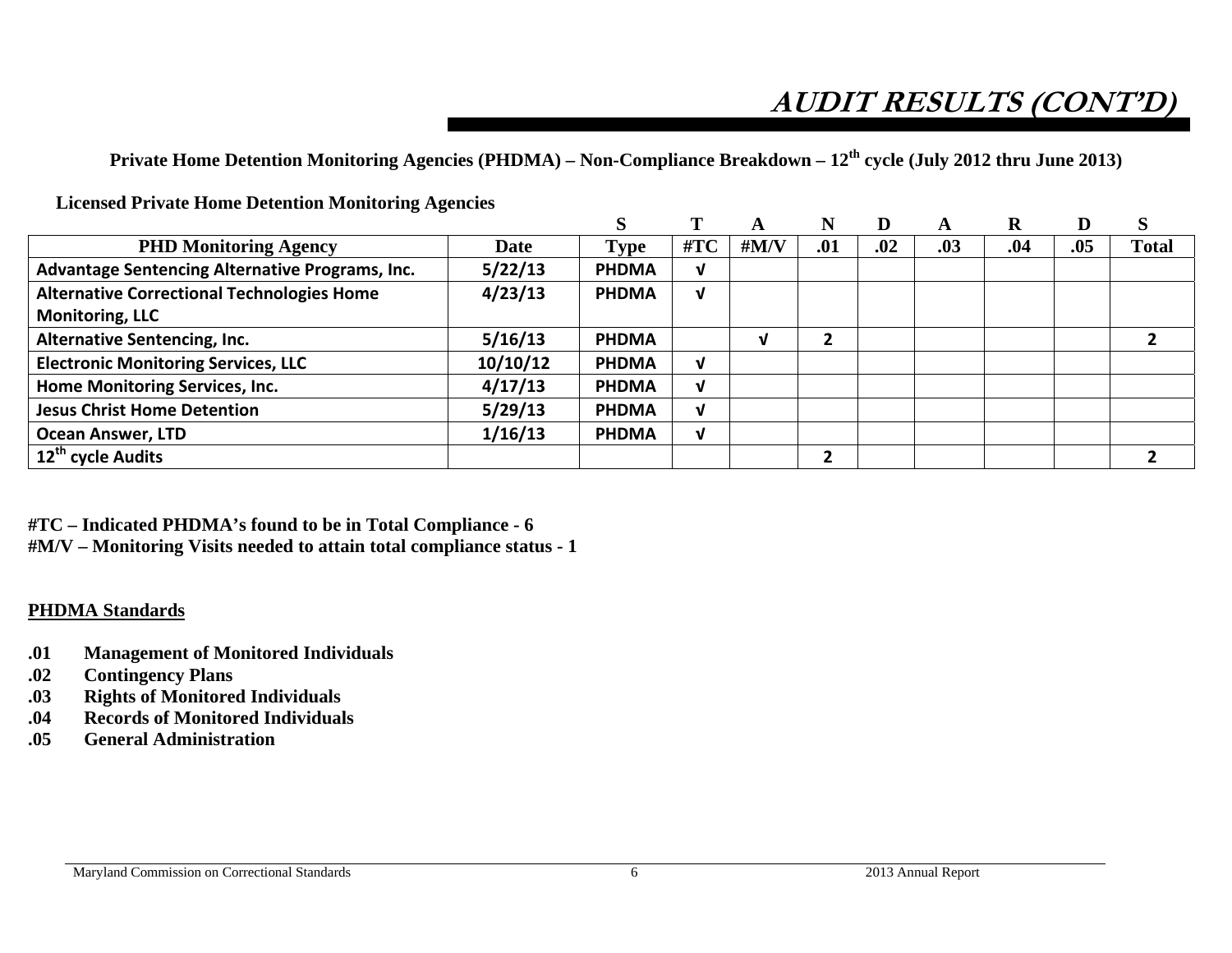# AUDIT RESULTS (CONT'D)

**Private Home Detention Monitoring Agencies (PHDMA) – Non-Compliance Breakdown – 12th cycle (July 2012 thru June 2013)**

**Licensed Private Home Detention Monitoring Agencies**

| | | S | T | A | N | D | A | R | D | S |
|---|---|---|---|---|---|---|---|---|---|---|
| **PHD Monitoring Agency** | **Date** | **Type** | **#TC** | **#M/V** | **.01** | **.02** | **.03** | **.04** | **.05** | **Total** |
| **Advantage Sentencing Alternative Programs, Inc.** | **5/22/13** | **PHDMA** | **√** | | | | | | | |
| **Alternative Correctional Technologies Home Monitoring, LLC** | **4/23/13** | **PHDMA** | **√** | | | | | | | |
| **Alternative Sentencing, Inc.** | **5/16/13** | **PHDMA** | | **√** | **2** | | | | | **2** |
| **Electronic Monitoring Services, LLC** | **10/10/12** | **PHDMA** | **√** | | | | | | | |
| **Home Monitoring Services, Inc.** | **4/17/13** | **PHDMA** | **√** | | | | | | | |
| **Jesus Christ Home Detention** | **5/29/13** | **PHDMA** | **√** | | | | | | | |
| **Ocean Answer, LTD** | **1/16/13** | **PHDMA** | **√** | | | | | | | |
| **12th cycle Audits** | | | | | **2** | | | | | **2** |

**#TC – Indicated PHDMA's found to be in Total Compliance - 6**
**#M/V – Monitoring Visits needed to attain total compliance status - 1**

**PHDMA Standards**

- **.01 Management of Monitored Individuals**
- **.02 Contingency Plans**
- **.03 Rights of Monitored Individuals**
- **.04 Records of Monitored Individuals**
- **.05 General Administration**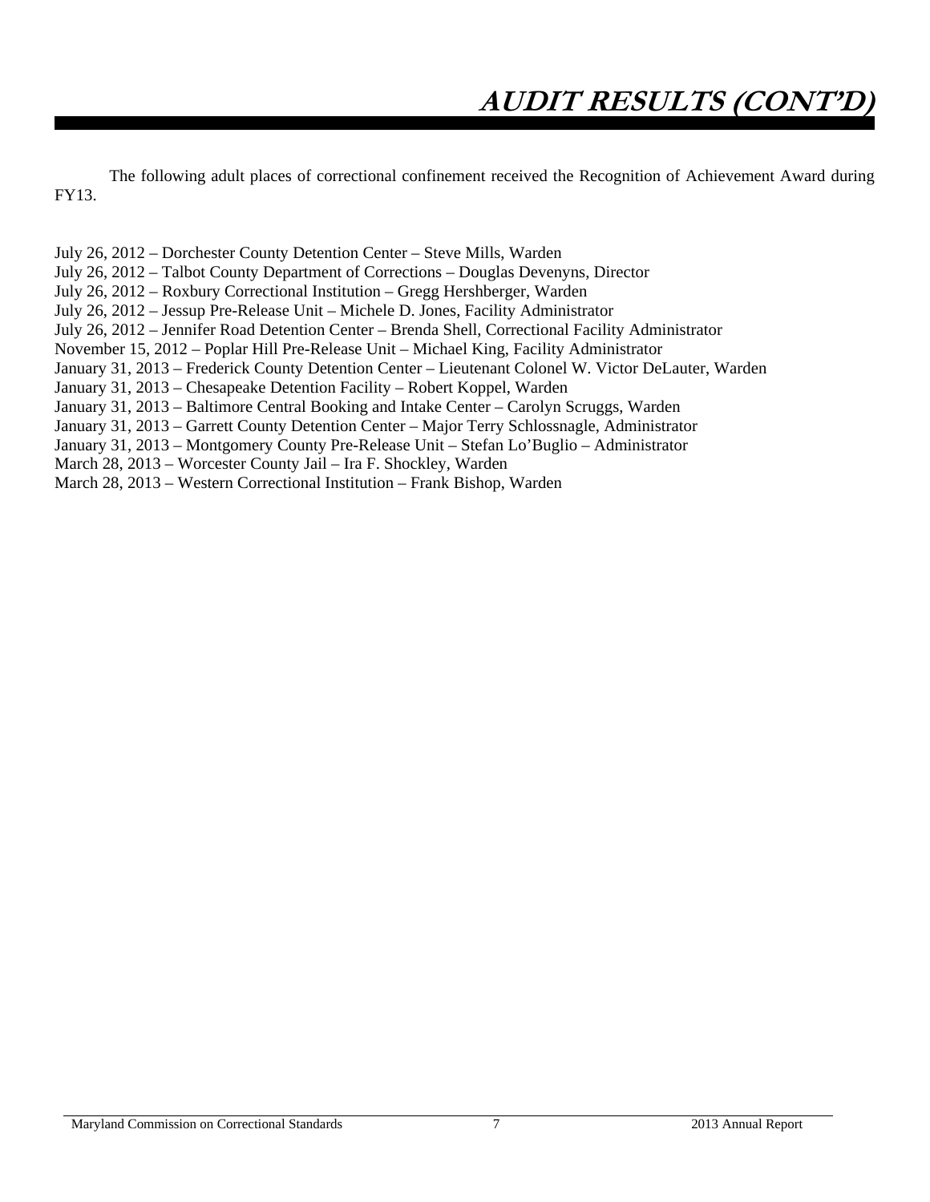# AUDIT RESULTS (CONT'D)

The following adult places of correctional confinement received the Recognition of Achievement Award during FY13.

July 26, 2012 – Dorchester County Detention Center – Steve Mills, Warden  
July 26, 2012 – Talbot County Department of Corrections – Douglas Devenyns, Director  
July 26, 2012 – Roxbury Correctional Institution – Gregg Hershberger, Warden  
July 26, 2012 – Jessup Pre-Release Unit – Michele D. Jones, Facility Administrator  
July 26, 2012 – Jennifer Road Detention Center – Brenda Shell, Correctional Facility Administrator  
November 15, 2012 – Poplar Hill Pre-Release Unit – Michael King, Facility Administrator  
January 31, 2013 – Frederick County Detention Center – Lieutenant Colonel W. Victor DeLauter, Warden  
January 31, 2013 – Chesapeake Detention Facility – Robert Koppel, Warden  
January 31, 2013 – Baltimore Central Booking and Intake Center – Carolyn Scruggs, Warden  
January 31, 2013 – Garrett County Detention Center – Major Terry Schlossnagle, Administrator  
January 31, 2013 – Montgomery County Pre-Release Unit – Stefan Lo'Buglio – Administrator  
March 28, 2013 – Worcester County Jail – Ira F. Shockley, Warden  
March 28, 2013 – Western Correctional Institution – Frank Bishop, Warden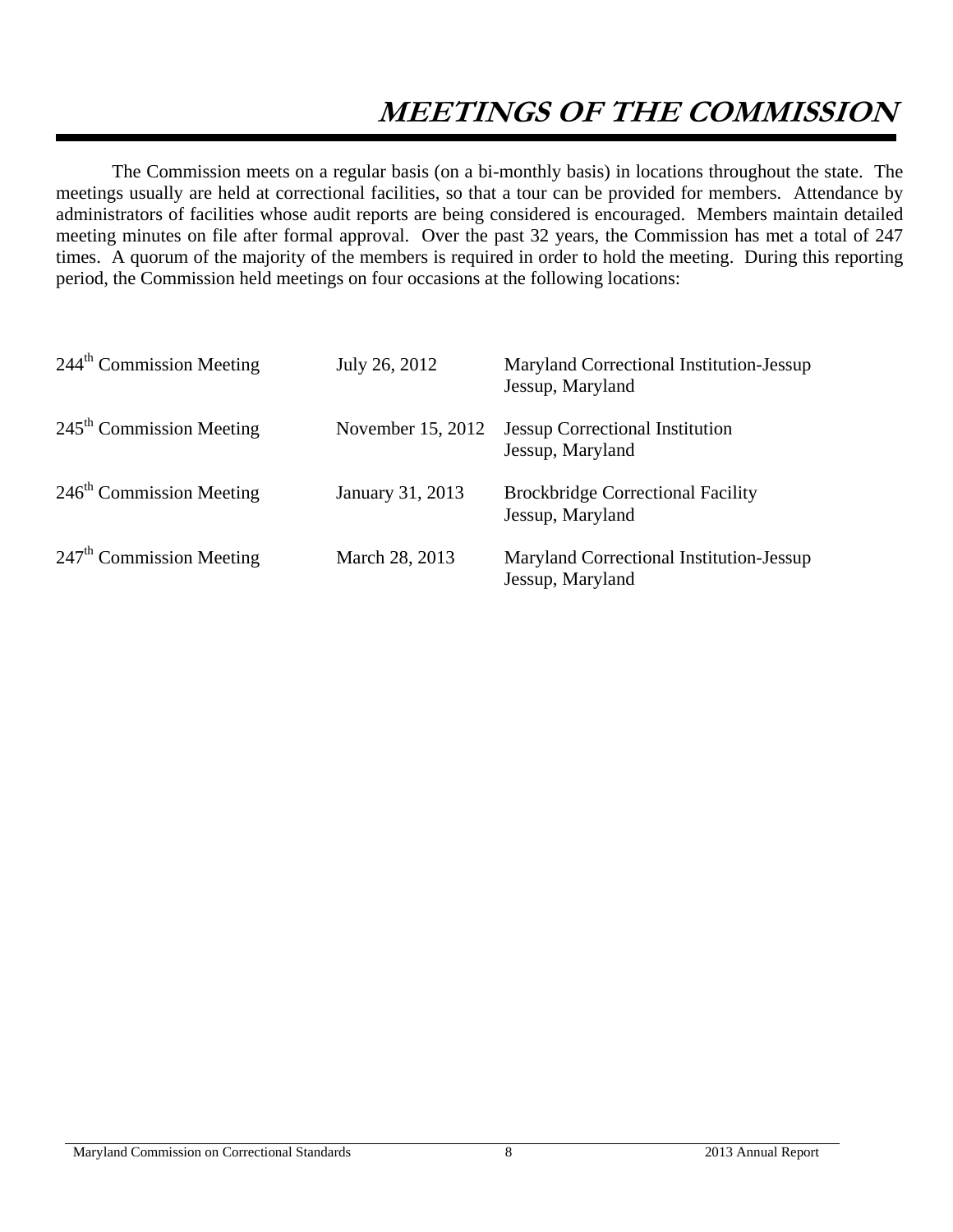# MEETINGS OF THE COMMISSION

The Commission meets on a regular basis (on a bi-monthly basis) in locations throughout the state. The meetings usually are held at correctional facilities, so that a tour can be provided for members. Attendance by administrators of facilities whose audit reports are being considered is encouraged. Members maintain detailed meeting minutes on file after formal approval. Over the past 32 years, the Commission has met a total of 247 times. A quorum of the majority of the members is required in order to hold the meeting. During this reporting period, the Commission held meetings on four occasions at the following locations:

| | | |
|---|---|---|
| 244th Commission Meeting | July 26, 2012 | Maryland Correctional Institution-Jessup<br>Jessup, Maryland |
| 245th Commission Meeting | November 15, 2012 | Jessup Correctional Institution<br>Jessup, Maryland |
| 246th Commission Meeting | January 31, 2013 | Brockbridge Correctional Facility<br>Jessup, Maryland |
| 247th Commission Meeting | March 28, 2013 | Maryland Correctional Institution-Jessup<br>Jessup, Maryland |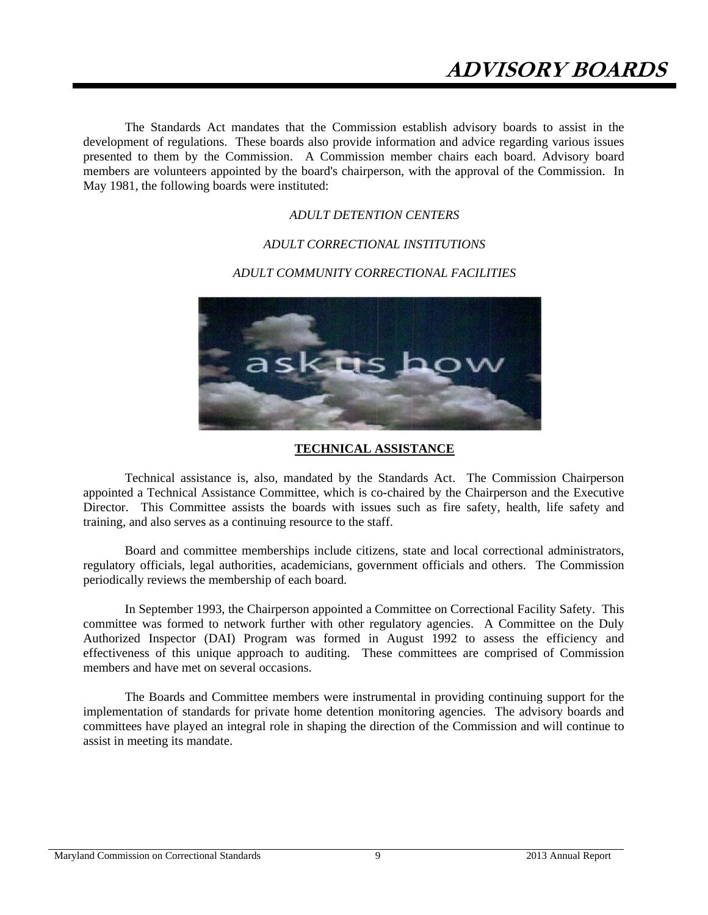# ADVISORY BOARDS

The Standards Act mandates that the Commission establish advisory boards to assist in the development of regulations. These boards also provide information and advice regarding various issues presented to them by the Commission. A Commission member chairs each board. Advisory board members are volunteers appointed by the board's chairperson, with the approval of the Commission. In May 1981, the following boards were instituted:

*ADULT DETENTION CENTERS*

*ADULT CORRECTIONAL INSTITUTIONS*

*ADULT COMMUNITY CORRECTIONAL FACILITIES*

## TECHNICAL ASSISTANCE

Technical assistance is, also, mandated by the Standards Act. The Commission Chairperson appointed a Technical Assistance Committee, which is co-chaired by the Chairperson and the Executive Director. This Committee assists the boards with issues such as fire safety, health, life safety and training, and also serves as a continuing resource to the staff.

Board and committee memberships include citizens, state and local correctional administrators, regulatory officials, legal authorities, academicians, government officials and others. The Commission periodically reviews the membership of each board.

In September 1993, the Chairperson appointed a Committee on Correctional Facility Safety. This committee was formed to network further with other regulatory agencies. A Committee on the Duly Authorized Inspector (DAI) Program was formed in August 1992 to assess the efficiency and effectiveness of this unique approach to auditing. These committees are comprised of Commission members and have met on several occasions.

The Boards and Committee members were instrumental in providing continuing support for the implementation of standards for private home detention monitoring agencies. The advisory boards and committees have played an integral role in shaping the direction of the Commission and will continue to assist in meeting its mandate.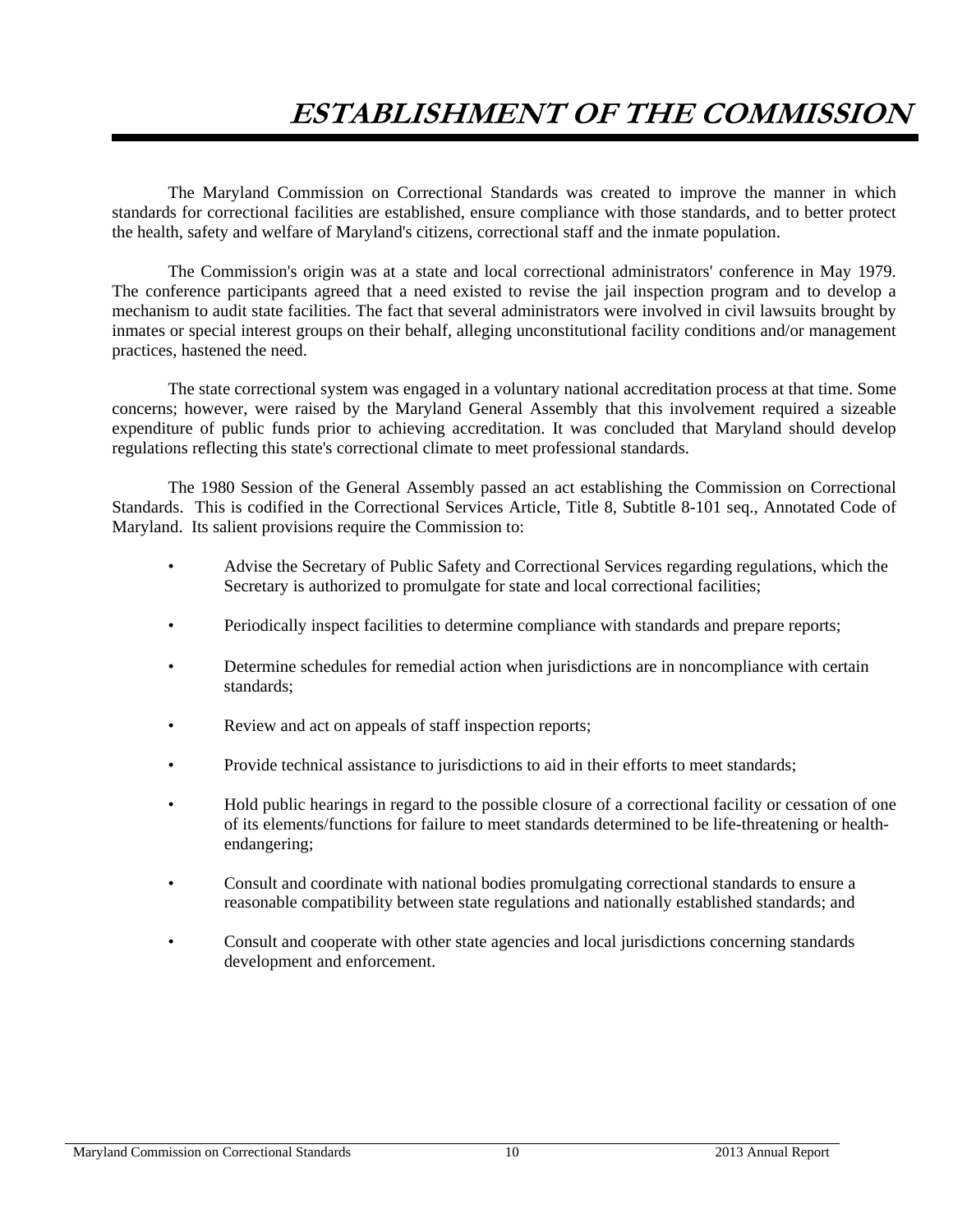# ESTABLISHMENT OF THE COMMISSION

The Maryland Commission on Correctional Standards was created to improve the manner in which standards for correctional facilities are established, ensure compliance with those standards, and to better protect the health, safety and welfare of Maryland's citizens, correctional staff and the inmate population.

The Commission's origin was at a state and local correctional administrators' conference in May 1979. The conference participants agreed that a need existed to revise the jail inspection program and to develop a mechanism to audit state facilities. The fact that several administrators were involved in civil lawsuits brought by inmates or special interest groups on their behalf, alleging unconstitutional facility conditions and/or management practices, hastened the need.

The state correctional system was engaged in a voluntary national accreditation process at that time. Some concerns; however, were raised by the Maryland General Assembly that this involvement required a sizeable expenditure of public funds prior to achieving accreditation. It was concluded that Maryland should develop regulations reflecting this state's correctional climate to meet professional standards.

The 1980 Session of the General Assembly passed an act establishing the Commission on Correctional Standards. This is codified in the Correctional Services Article, Title 8, Subtitle 8-101 seq., Annotated Code of Maryland. Its salient provisions require the Commission to:

- Advise the Secretary of Public Safety and Correctional Services regarding regulations, which the Secretary is authorized to promulgate for state and local correctional facilities;
- Periodically inspect facilities to determine compliance with standards and prepare reports;
- Determine schedules for remedial action when jurisdictions are in noncompliance with certain standards;
- Review and act on appeals of staff inspection reports;
- Provide technical assistance to jurisdictions to aid in their efforts to meet standards;
- Hold public hearings in regard to the possible closure of a correctional facility or cessation of one of its elements/functions for failure to meet standards determined to be life-threatening or health-endangering;
- Consult and coordinate with national bodies promulgating correctional standards to ensure a reasonable compatibility between state regulations and nationally established standards; and
- Consult and cooperate with other state agencies and local jurisdictions concerning standards development and enforcement.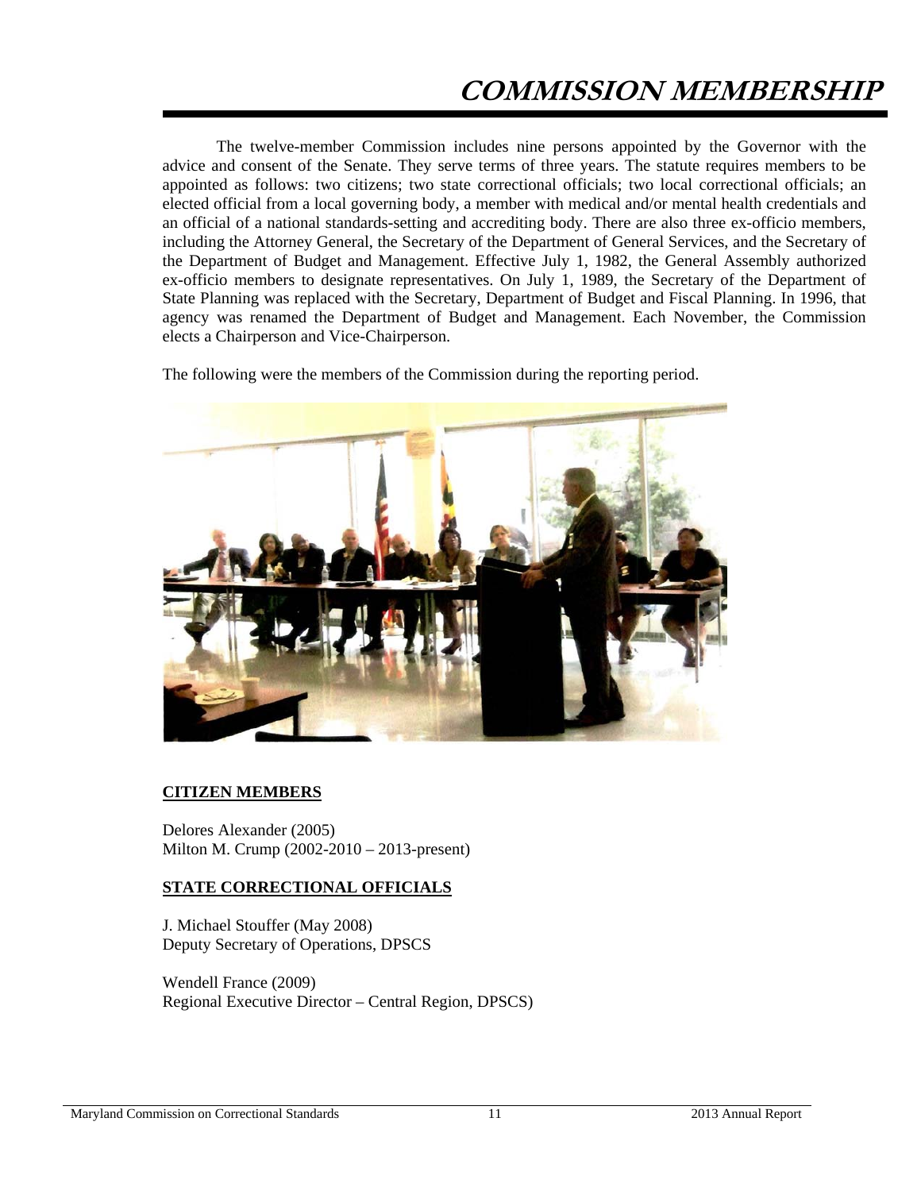# COMMISSION MEMBERSHIP

The twelve-member Commission includes nine persons appointed by the Governor with the advice and consent of the Senate. They serve terms of three years. The statute requires members to be appointed as follows: two citizens; two state correctional officials; two local correctional officials; an elected official from a local governing body, a member with medical and/or mental health credentials and an official of a national standards-setting and accrediting body. There are also three ex-officio members, including the Attorney General, the Secretary of the Department of General Services, and the Secretary of the Department of Budget and Management. Effective July 1, 1982, the General Assembly authorized ex-officio members to designate representatives. On July 1, 1989, the Secretary of the Department of State Planning was replaced with the Secretary, Department of Budget and Fiscal Planning. In 1996, that agency was renamed the Department of Budget and Management. Each November, the Commission elects a Chairperson and Vice-Chairperson.

The following were the members of the Commission during the reporting period.

**CITIZEN MEMBERS**

Delores Alexander (2005)
Milton M. Crump (2002-2010 – 2013-present)

**STATE CORRECTIONAL OFFICIALS**

J. Michael Stouffer (May 2008)
Deputy Secretary of Operations, DPSCS

Wendell France (2009)
Regional Executive Director – Central Region, DPSCS)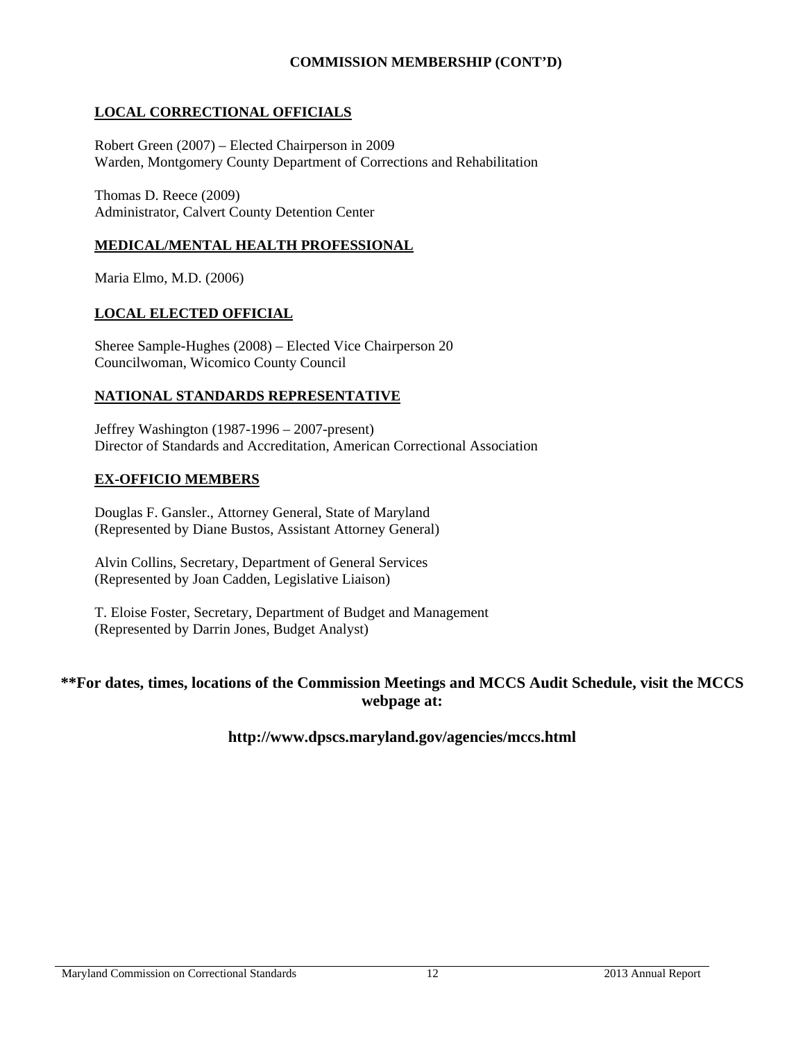**COMMISSION MEMBERSHIP (CONT'D)**

## LOCAL CORRECTIONAL OFFICIALS

Robert Green (2007) – Elected Chairperson in 2009
Warden, Montgomery County Department of Corrections and Rehabilitation

Thomas D. Reece (2009)
Administrator, Calvert County Detention Center

## MEDICAL/MENTAL HEALTH PROFESSIONAL

Maria Elmo, M.D. (2006)

## LOCAL ELECTED OFFICIAL

Sheree Sample-Hughes (2008) – Elected Vice Chairperson 20
Councilwoman, Wicomico County Council

## NATIONAL STANDARDS REPRESENTATIVE

Jeffrey Washington (1987-1996 – 2007-present)
Director of Standards and Accreditation, American Correctional Association

## EX-OFFICIO MEMBERS

Douglas F. Gansler., Attorney General, State of Maryland
(Represented by Diane Bustos, Assistant Attorney General)

Alvin Collins, Secretary, Department of General Services
(Represented by Joan Cadden, Legislative Liaison)

T. Eloise Foster, Secretary, Department of Budget and Management
(Represented by Darrin Jones, Budget Analyst)

**\*\*For dates, times, locations of the Commission Meetings and MCCS Audit Schedule, visit the MCCS webpage at:**

**http://www.dpscs.maryland.gov/agencies/mccs.html**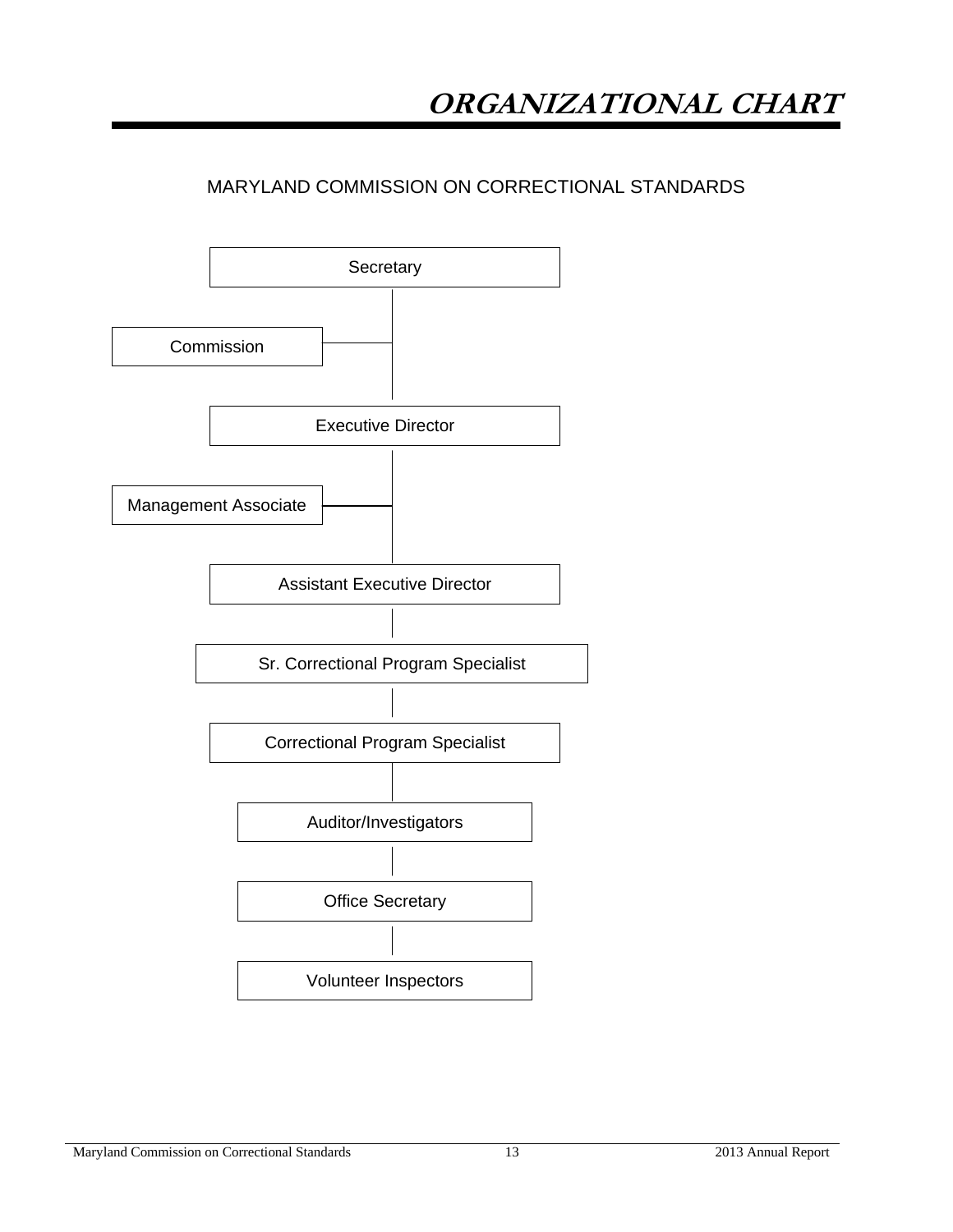# ORGANIZATIONAL CHART

MARYLAND COMMISSION ON CORRECTIONAL STANDARDS

Secretary

Commission

Executive Director

Management Associate

Assistant Executive Director

Sr. Correctional Program Specialist

Correctional Program Specialist

Auditor/Investigators

Office Secretary

Volunteer Inspectors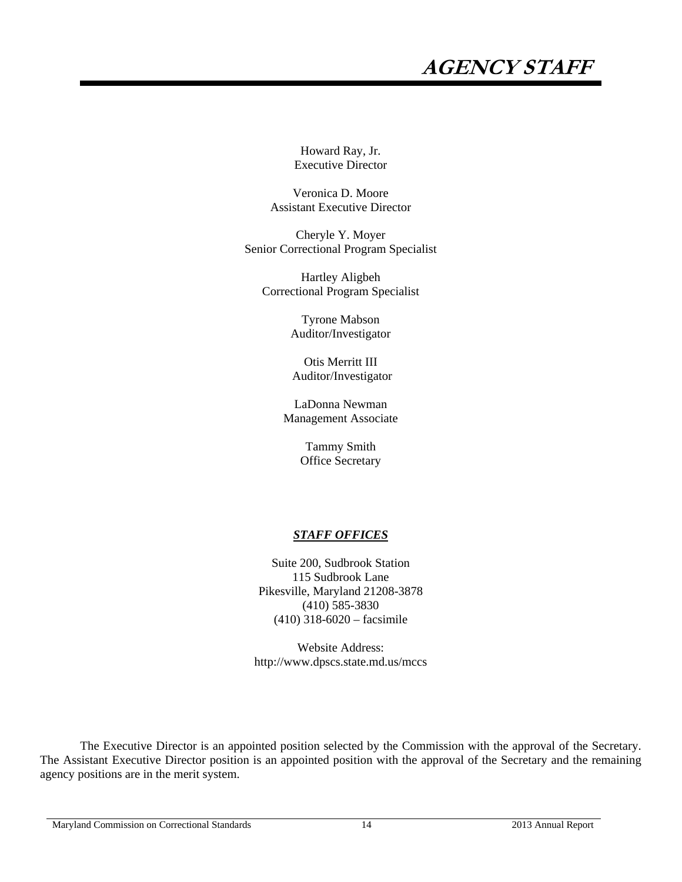# AGENCY STAFF

Howard Ray, Jr.
Executive Director

Veronica D. Moore
Assistant Executive Director

Cheryle Y. Moyer
Senior Correctional Program Specialist

Hartley Aligbeh
Correctional Program Specialist

Tyrone Mabson
Auditor/Investigator

Otis Merritt III
Auditor/Investigator

LaDonna Newman
Management Associate

Tammy Smith
Office Secretary

***STAFF OFFICES***

Suite 200, Sudbrook Station
115 Sudbrook Lane
Pikesville, Maryland 21208-3878
(410) 585-3830
(410) 318-6020 – facsimile

Website Address:
http://www.dpscs.state.md.us/mccs

The Executive Director is an appointed position selected by the Commission with the approval of the Secretary. The Assistant Executive Director position is an appointed position with the approval of the Secretary and the remaining agency positions are in the merit system.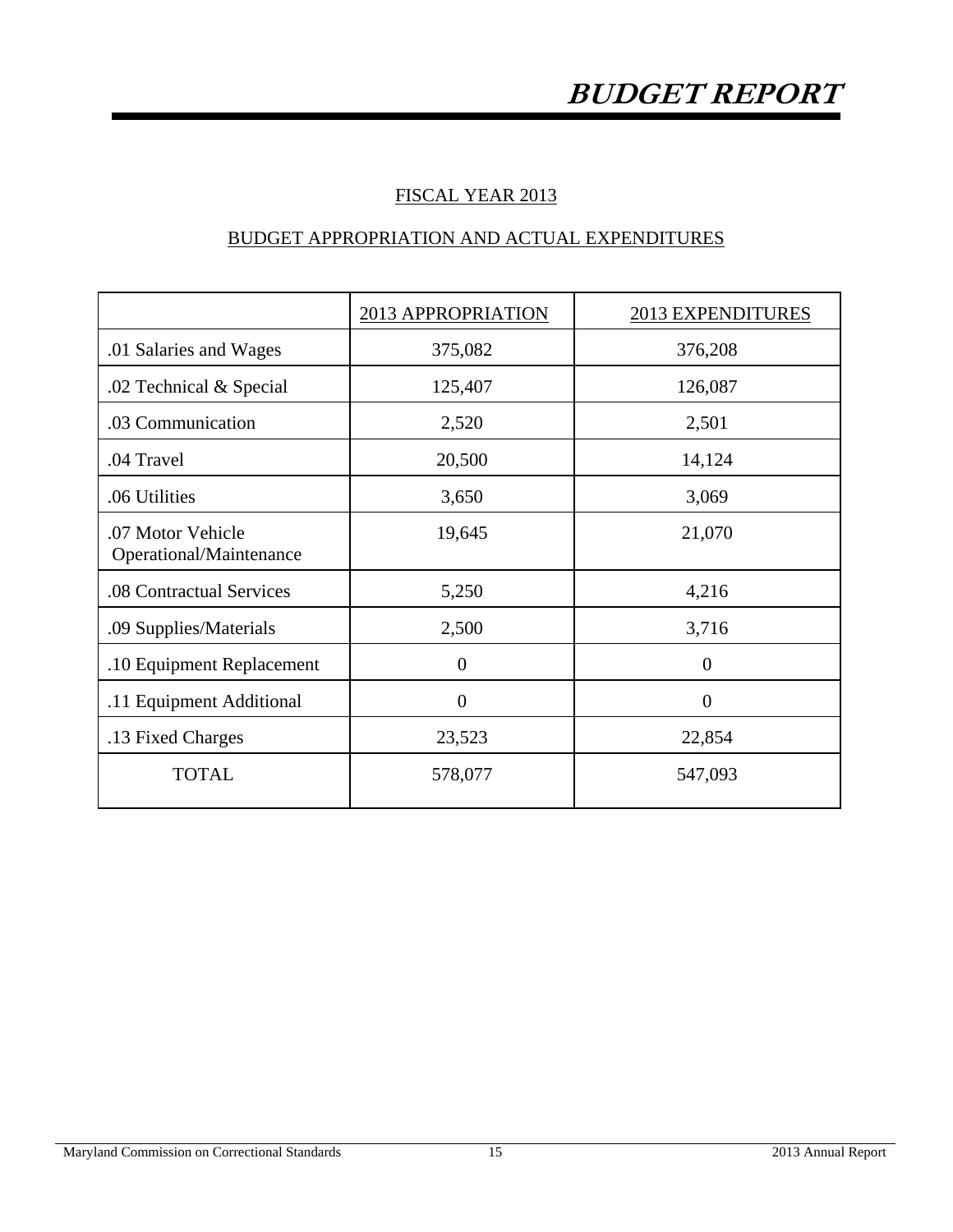# BUDGET REPORT

FISCAL YEAR 2013

BUDGET APPROPRIATION AND ACTUAL EXPENDITURES

| | 2013 APPROPRIATION | 2013 EXPENDITURES |
|---|---|---|
| .01 Salaries and Wages | 375,082 | 376,208 |
| .02 Technical & Special | 125,407 | 126,087 |
| .03 Communication | 2,520 | 2,501 |
| .04 Travel | 20,500 | 14,124 |
| .06 Utilities | 3,650 | 3,069 |
| .07 Motor Vehicle Operational/Maintenance | 19,645 | 21,070 |
| .08 Contractual Services | 5,250 | 4,216 |
| .09 Supplies/Materials | 2,500 | 3,716 |
| .10 Equipment Replacement | 0 | 0 |
| .11 Equipment Additional | 0 | 0 |
| .13 Fixed Charges | 23,523 | 22,854 |
| TOTAL | 578,077 | 547,093 |